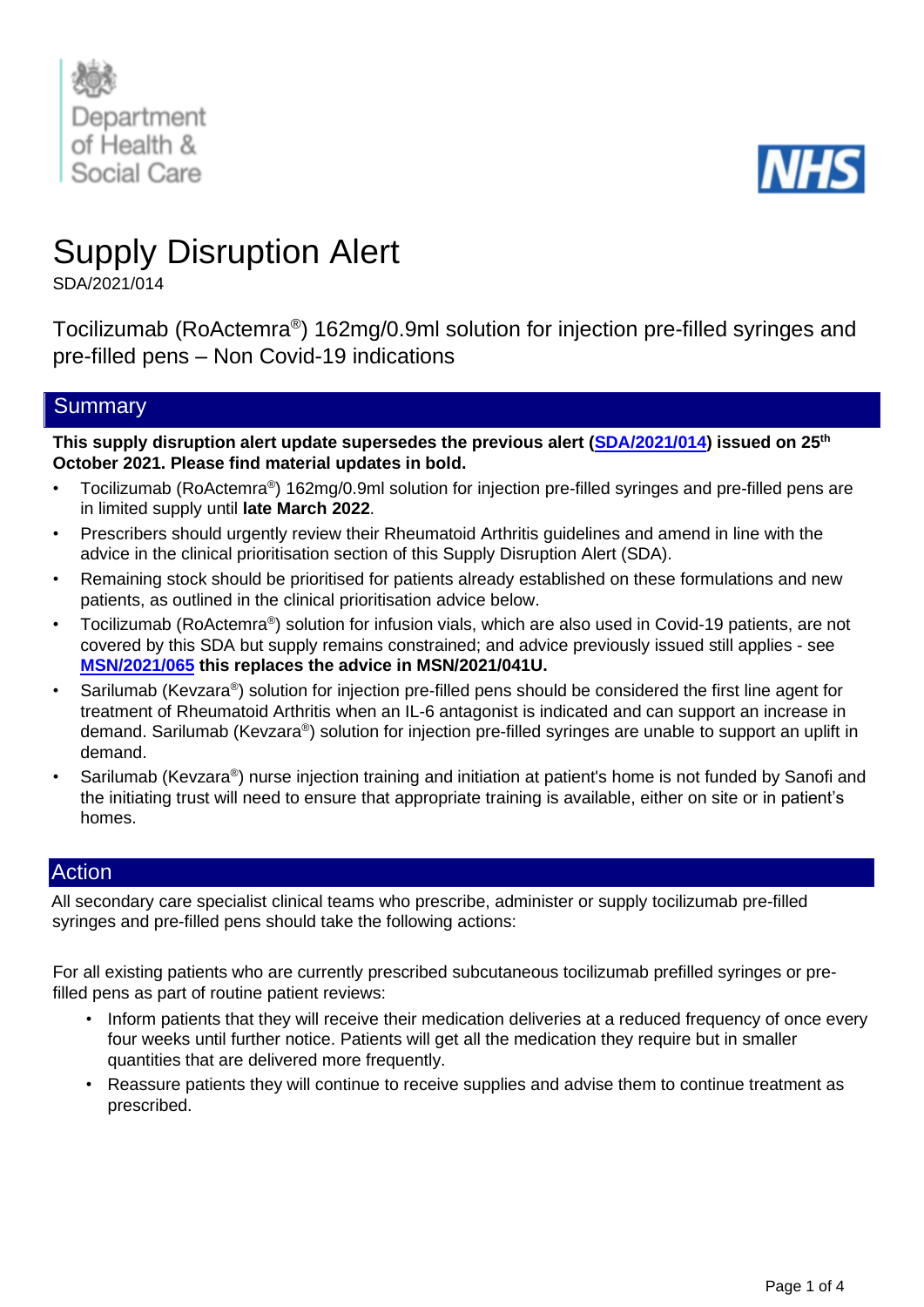Department of Health & Social Care

NHS

# Supply Disruption Alert

SDA/2021/014

Tocilizumab (RoActemra®) 162mg/0.9ml solution for injection pre-filled syringes and pre-filled pens – Non Covid-19 indications

## Summary

**This supply disruption alert update supersedes the previous alert (SDA/2021/014) issued on 25th October 2021. Please find material updates in bold.**

- Tocilizumab (RoActemra®) 162mg/0.9ml solution for injection pre-filled syringes and pre-filled pens are in limited supply until **late March 2022**.
- Prescribers should urgently review their Rheumatoid Arthritis guidelines and amend in line with the advice in the clinical prioritisation section of this Supply Disruption Alert (SDA).
- Remaining stock should be prioritised for patients already established on these formulations and new patients, as outlined in the clinical prioritisation advice below.
- Tocilizumab (RoActemra®) solution for infusion vials, which are also used in Covid-19 patients, are not covered by this SDA but supply remains constrained; and advice previously issued still applies - see **MSN/2021/065 this replaces the advice in MSN/2021/041U.**
- Sarilumab (Kevzara®) solution for injection pre-filled pens should be considered the first line agent for treatment of Rheumatoid Arthritis when an IL-6 antagonist is indicated and can support an increase in demand. Sarilumab (Kevzara®) solution for injection pre-filled syringes are unable to support an uplift in demand.
- Sarilumab (Kevzara®) nurse injection training and initiation at patient's home is not funded by Sanofi and the initiating trust will need to ensure that appropriate training is available, either on site or in patient's homes.

## Action

All secondary care specialist clinical teams who prescribe, administer or supply tocilizumab pre-filled syringes and pre-filled pens should take the following actions:

For all existing patients who are currently prescribed subcutaneous tocilizumab prefilled syringes or pre-filled pens as part of routine patient reviews:

- Inform patients that they will receive their medication deliveries at a reduced frequency of once every four weeks until further notice. Patients will get all the medication they require but in smaller quantities that are delivered more frequently.
- Reassure patients they will continue to receive supplies and advise them to continue treatment as prescribed.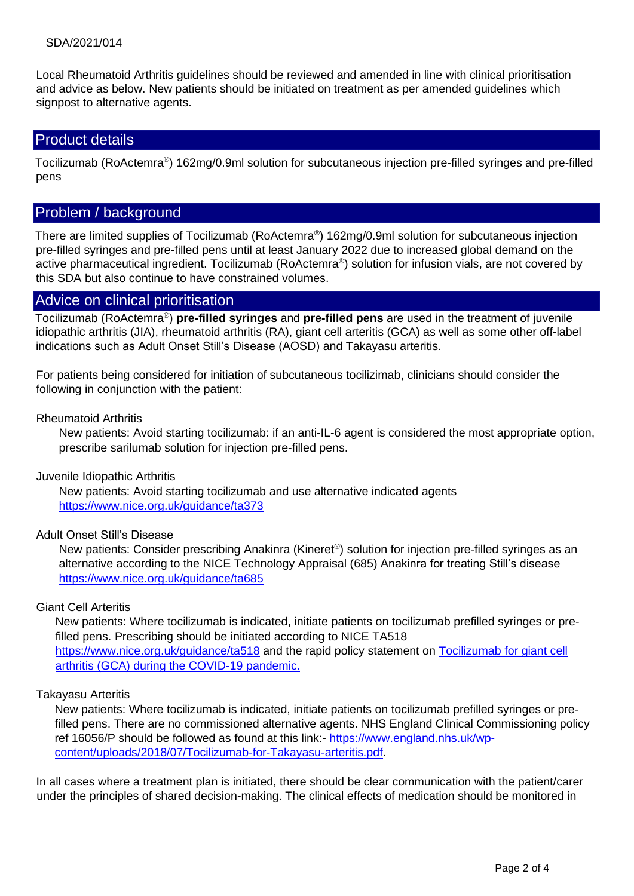SDA/2021/014

Local Rheumatoid Arthritis guidelines should be reviewed and amended in line with clinical prioritisation and advice as below. New patients should be initiated on treatment as per amended guidelines which signpost to alternative agents.

## Product details

Tocilizumab (RoActemra®) 162mg/0.9ml solution for subcutaneous injection pre-filled syringes and pre-filled pens

## Problem / background

There are limited supplies of Tocilizumab (RoActemra®) 162mg/0.9ml solution for subcutaneous injection pre-filled syringes and pre-filled pens until at least January 2022 due to increased global demand on the active pharmaceutical ingredient. Tocilizumab (RoActemra®) solution for infusion vials, are not covered by this SDA but also continue to have constrained volumes.

## Advice on clinical prioritisation

Tocilizumab (RoActemra®) **pre-filled syringes** and **pre-filled pens** are used in the treatment of juvenile idiopathic arthritis (JIA), rheumatoid arthritis (RA), giant cell arteritis (GCA) as well as some other off-label indications such as Adult Onset Still's Disease (AOSD) and Takayasu arteritis.

For patients being considered for initiation of subcutaneous tocilizimab, clinicians should consider the following in conjunction with the patient:

Rheumatoid Arthritis

New patients: Avoid starting tocilizumab: if an anti-IL-6 agent is considered the most appropriate option, prescribe sarilumab solution for injection pre-filled pens.

Juvenile Idiopathic Arthritis

New patients: Avoid starting tocilizumab and use alternative indicated agents https://www.nice.org.uk/guidance/ta373

Adult Onset Still's Disease

New patients: Consider prescribing Anakinra (Kineret®) solution for injection pre-filled syringes as an alternative according to the NICE Technology Appraisal (685) Anakinra for treating Still's disease https://www.nice.org.uk/guidance/ta685

Giant Cell Arteritis

New patients: Where tocilizumab is indicated, initiate patients on tocilizumab prefilled syringes or pre-filled pens. Prescribing should be initiated according to NICE TA518 https://www.nice.org.uk/guidance/ta518 and the rapid policy statement on Tocilizumab for giant cell arthritis (GCA) during the COVID-19 pandemic.

Takayasu Arteritis

New patients: Where tocilizumab is indicated, initiate patients on tocilizumab prefilled syringes or pre-filled pens. There are no commissioned alternative agents. NHS England Clinical Commissioning policy ref 16056/P should be followed as found at this link:- https://www.england.nhs.uk/wp-content/uploads/2018/07/Tocilizumab-for-Takayasu-arteritis.pdf.

In all cases where a treatment plan is initiated, there should be clear communication with the patient/carer under the principles of shared decision-making. The clinical effects of medication should be monitored in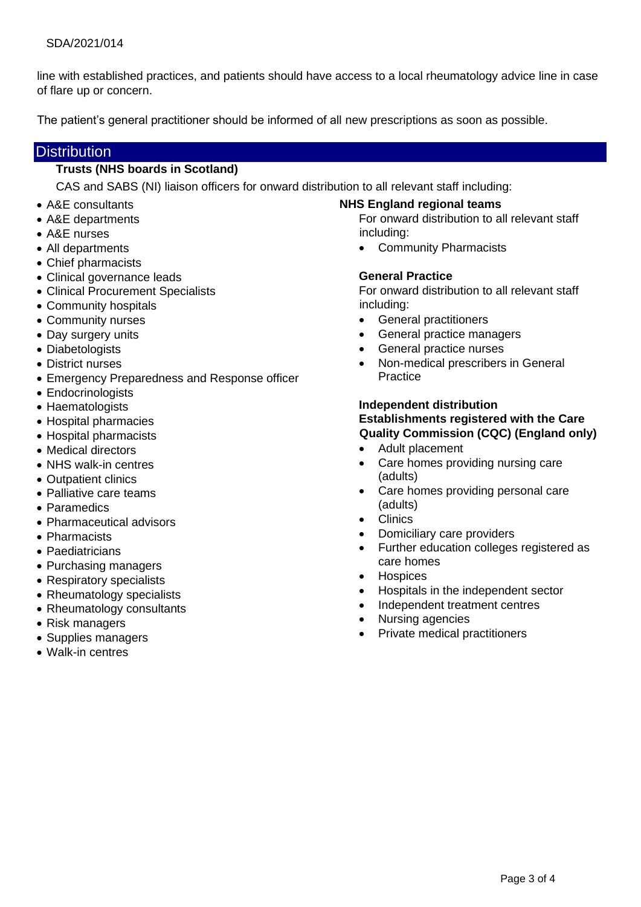line with established practices, and patients should have access to a local rheumatology advice line in case of flare up or concern.

The patient's general practitioner should be informed of all new prescriptions as soon as possible.

## Distribution

**Trusts (NHS boards in Scotland)**

CAS and SABS (NI) liaison officers for onward distribution to all relevant staff including:

- A&E consultants
- A&E departments
- A&E nurses
- All departments
- Chief pharmacists
- Clinical governance leads
- Clinical Procurement Specialists
- Community hospitals
- Community nurses
- Day surgery units
- Diabetologists
- District nurses
- Emergency Preparedness and Response officer
- Endocrinologists
- Haematologists
- Hospital pharmacies
- Hospital pharmacists
- Medical directors
- NHS walk-in centres
- Outpatient clinics
- Palliative care teams
- Paramedics
- Pharmaceutical advisors
- Pharmacists
- Paediatricians
- Purchasing managers
- Respiratory specialists
- Rheumatology specialists
- Rheumatology consultants
- Risk managers
- Supplies managers
- Walk-in centres

**NHS England regional teams**

For onward distribution to all relevant staff including:

- Community Pharmacists

**General Practice**

For onward distribution to all relevant staff including:

- General practitioners
- General practice managers
- General practice nurses
- Non-medical prescribers in General Practice

**Independent distribution**

**Establishments registered with the Care Quality Commission (CQC) (England only)**

- Adult placement
- Care homes providing nursing care (adults)
- Care homes providing personal care (adults)
- Clinics
- Domiciliary care providers
- Further education colleges registered as care homes
- Hospices
- Hospitals in the independent sector
- Independent treatment centres
- Nursing agencies
- Private medical practitioners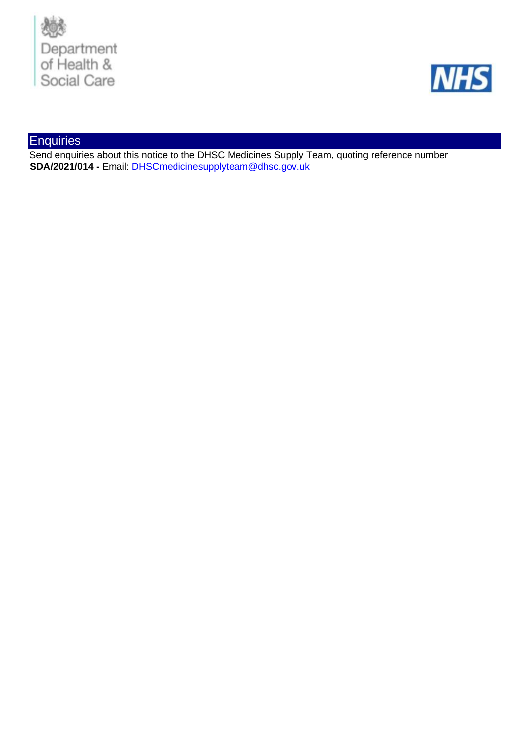Department of Health & Social Care

NHS

## Enquiries

Send enquiries about this notice to the DHSC Medicines Supply Team, quoting reference number **SDA/2021/014 -** Email: DHSCmedicinesupplyteam@dhsc.gov.uk